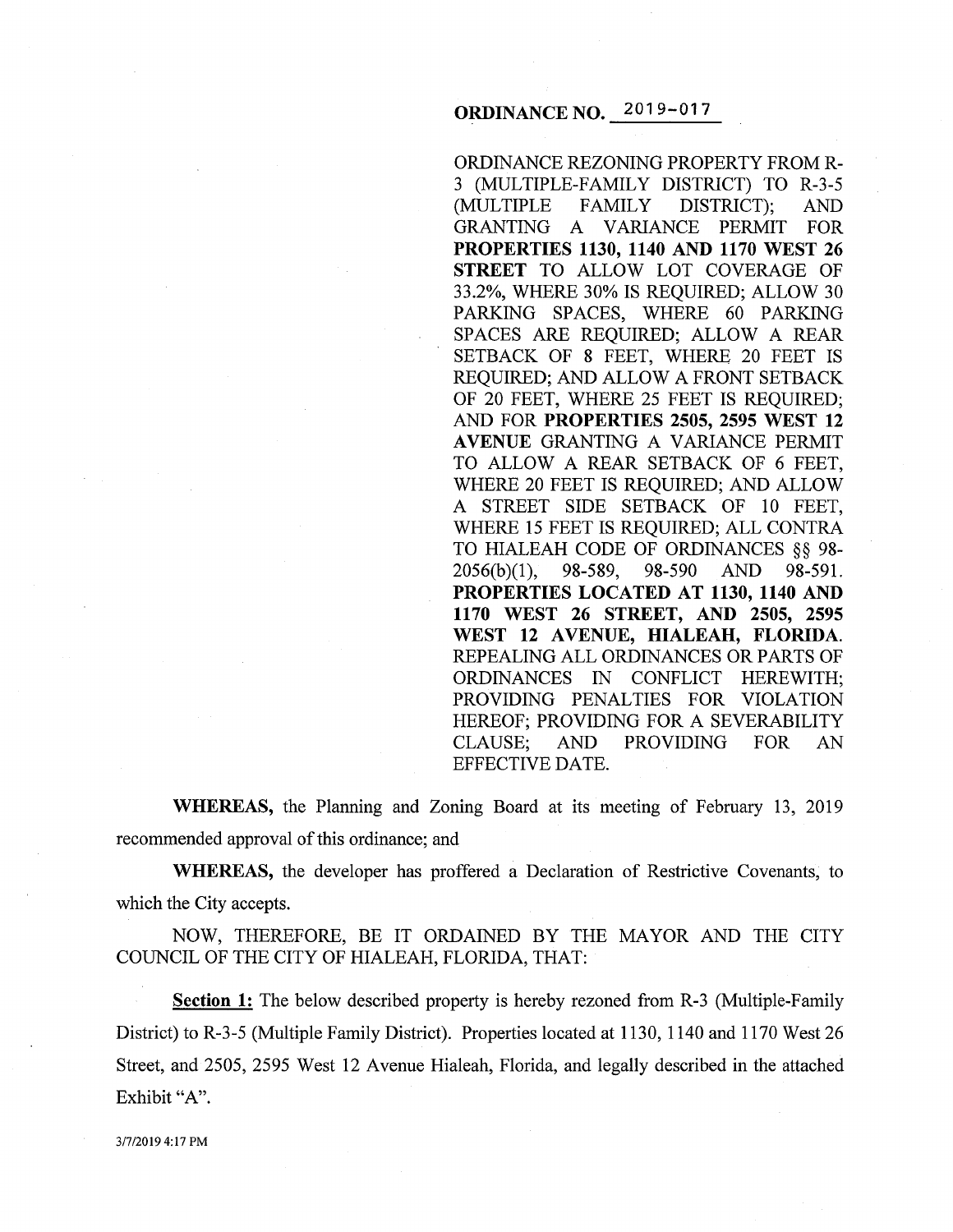**ORDINANCE NO. 2019-017**

ORDINANCE REZONING PROPERTY FROM R-3 (MULTIPLE-FAMILY DISTRICT) TO R-3-5 (MULTIPLE FAMILY DISTRICT); AND GRANTING A VARIANCE PERMIT FOR **PROPERTIES 1130, 1140 AND 1170 WEST 26 STREET** TO ALLOW LOT COVERAGE OF 33.2%, WHERE 30% IS REQUIRED; ALLOW 30 PARKING SPACES, WHERE 60 PARKING SPACES ARE REQUIRED; ALLOW A REAR SETBACK OF 8 FEET, WHERE 20 FEET IS REQUIRED; AND ALLOW A FRONT SETBACK OF 20 FEET, WHERE 25 FEET IS REQUIRED; AND FOR **PROPERTIES 2505, 2595 WEST 12 AVENUE** GRANTING A VARIANCE PERMIT TO ALLOW A REAR SETBACK OF 6 FEET, WHERE 20 FEET IS REQUIRED; AND ALLOW A STREET SIDE SETBACK OF 10 FEET, WHERE 15 FEET IS REQUIRED; ALL CONTRA TO HIALEAH CODE OF ORDINANCES §§ 98-2056(b)(1), 98-589, 98-590 AND 98-591. **PROPERTIES LOCATED AT 1130, 1140 AND 1170 WEST 26 STREET, AND 2505, 2595 WEST 12 AVENUE, HIALEAH, FLORIDA.** REPEALING ALL ORDINANCES OR PARTS OF ORDINANCES IN CONFLICT HEREWITH; PROVIDING PENALTIES FOR VIOLATION HEREOF; PROVIDING FOR A SEVERABILITY CLAUSE; AND PROVIDING FOR AN EFFECTIVE DATE.

**WHEREAS,** the Planning and Zoning Board at its meeting of February 13, 2019 recommended approval of this ordinance; and

**WHEREAS,** the developer has proffered a Declaration of Restrictive Covenants, to which the City accepts.

NOW, THEREFORE, BE IT ORDAINED BY THE MAYOR AND THE CITY COUNCIL OF THE CITY OF HIALEAH, FLORIDA, THAT:

**Section 1:** The below described property is hereby rezoned from R-3 (Multiple-Family District) to R-3-5 (Multiple Family District). Properties located at 1130, 1140 and 1170 West 26 Street, and 2505, 2595 West 12 Avenue Hialeah, Florida, and legally described in the attached Exhibit "A".

3/7/2019 4:17 PM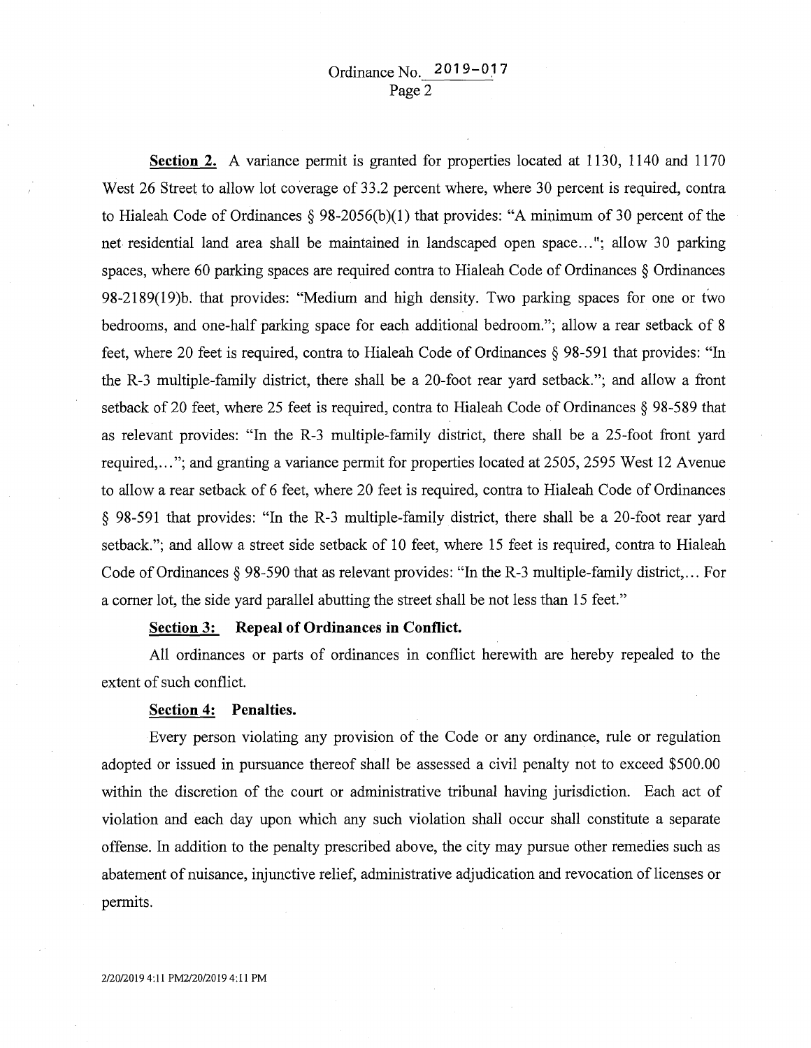**Section 2.** A variance permit is granted for properties located at 1130, 1140 and 1170 West 26 Street to allow lot coverage of 33.2 percent where, where 30 percent is required, contra to Hialeah Code of Ordinances § 98-2056(b)(1) that provides: "A minimum of 30 percent of the net residential land area shall be maintained in landscaped open space..."; allow 30 parking spaces, where 60 parking spaces are required contra to Hialeah Code of Ordinances § Ordinances 98-2189(19)b. that provides: "Medium and high density. Two parking spaces for one or two bedrooms, and one-half parking space for each additional bedroom."; allow a rear setback of 8 feet, where 20 feet is required, contra to Hialeah Code of Ordinances § 98-591 that provides: "In the R-3 multiple-family district, there shall be a 20-foot rear yard setback."; and allow a front setback of 20 feet, where 25 feet is required, contra to Hialeah Code of Ordinances § 98-589 that as relevant provides: "In the R-3 multiple-family district, there shall be a 25-foot front yard required,..."; and granting a variance permit for properties located at 2505, 2595 West 12 Avenue to allow a rear setback of 6 feet, where 20 feet is required, contra to Hialeah Code of Ordinances § 98-591 that provides: "In the R-3 multiple-family district, there shall be a 20-foot rear yard setback."; and allow a street side setback of 10 feet, where 15 feet is required, contra to Hialeah Code of Ordinances § 98-590 that as relevant provides: "In the R-3 multiple-family district,... For a corner lot, the side yard parallel abutting the street shall be not less than 15 feet."

**Section 3: Repeal of Ordinances in Conflict.**

All ordinances or parts of ordinances in conflict herewith are hereby repealed to the extent of such conflict.

**Section 4: Penalties.**

Every person violating any provision of the Code or any ordinance, rule or regulation adopted or issued in pursuance thereof shall be assessed a civil penalty not to exceed $500.00 within the discretion of the court or administrative tribunal having jurisdiction. Each act of violation and each day upon which any such violation shall occur shall constitute a separate offense. In addition to the penalty prescribed above, the city may pursue other remedies such as abatement of nuisance, injunctive relief, administrative adjudication and revocation of licenses or permits.

2/20/2019 4:11 PM2/20/2019 4:11 PM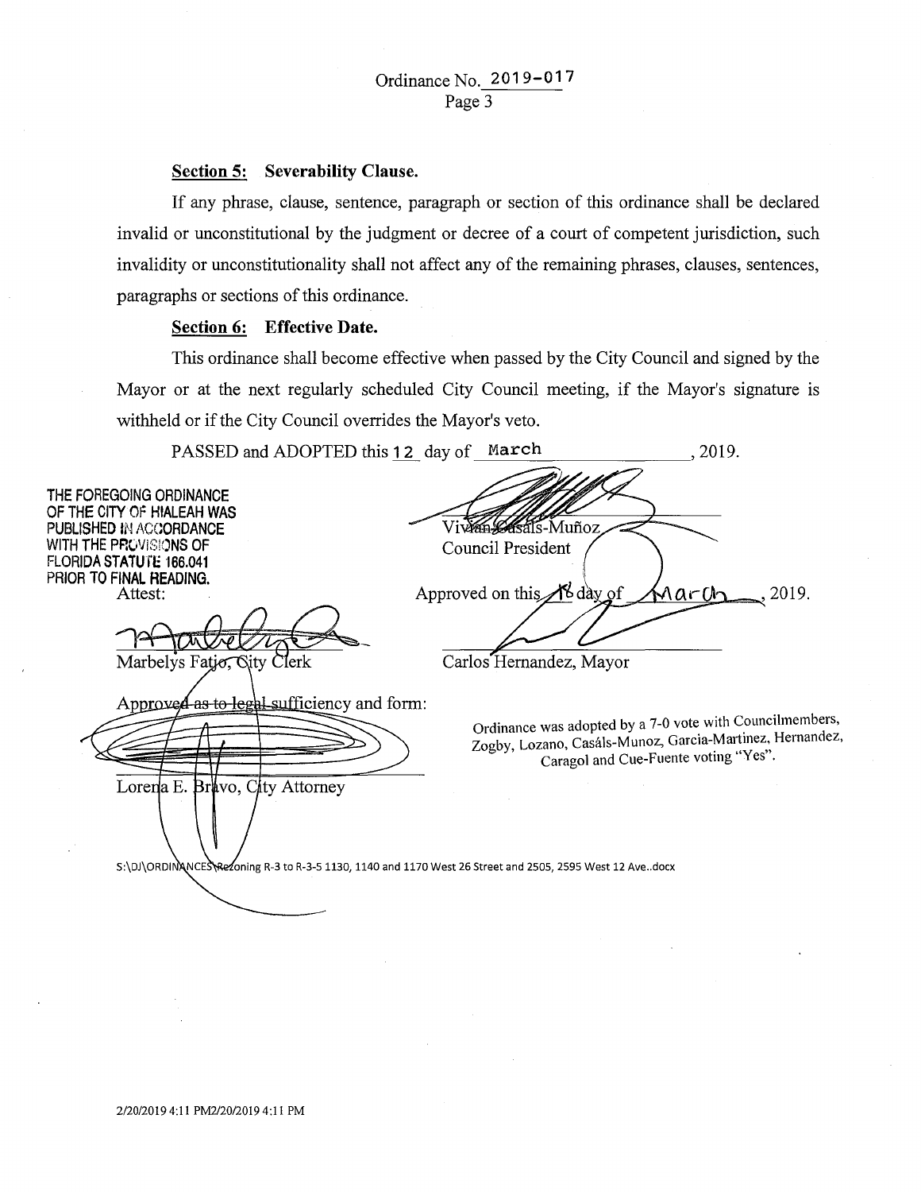Ordinance No. 2019-017

**Section 5: Severability Clause.**

If any phrase, clause, sentence, paragraph or section of this ordinance shall be declared invalid or unconstitutional by the judgment or decree of a court of competent jurisdiction, such invalidity or unconstitutionality shall not affect any of the remaining phrases, clauses, sentences, paragraphs or sections of this ordinance.

**Section 6: Effective Date.**

This ordinance shall become effective when passed by the City Council and signed by the Mayor or at the next regularly scheduled City Council meeting, if the Mayor's signature is withheld or if the City Council overrides the Mayor's veto.

PASSED and ADOPTED this 12 day of March, 2019.

THE FOREGOING ORDINANCE OF THE CITY OF HIALEAH WAS PUBLISHED IN ACCORDANCE WITH THE PROVISIONS OF FLORIDA STATUTE 166.041 PRIOR TO FINAL READING.

Vivian Casáls-Muñoz
Council President

Attest:

Approved on this 18 day of March, 2019.

Marbelys Fatjo, City Clerk

Carlos Hernandez, Mayor

Approved as to legal sufficiency and form:

Lorena E. Bravo, City Attorney

Ordinance was adopted by a 7-0 vote with Councilmembers, Zogby, Lozano, Casáls-Munoz, Garcia-Martinez, Hernandez, Caragol and Cue-Fuente voting "Yes".

S:\DJ\ORDINANCES\Rezoning R-3 to R-3-5 1130, 1140 and 1170 West 26 Street and 2505, 2595 West 12 Ave..docx

2/20/2019 4:11 PM2/20/2019 4:11 PM